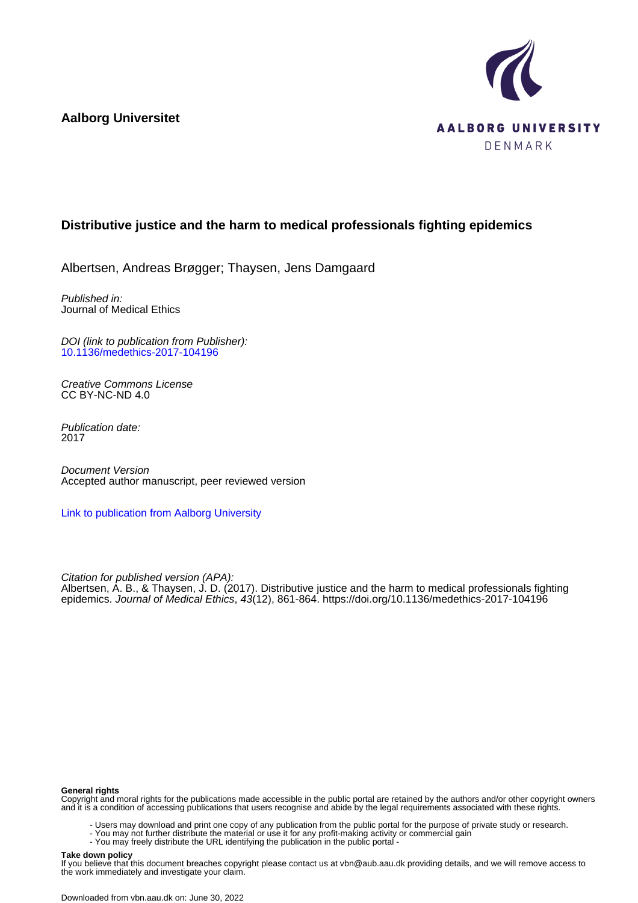**Aalborg Universitet**

AALBORG UNIVERSITY
DENMARK

## Distributive justice and the harm to medical professionals fighting epidemics

Albertsen, Andreas Brøgger; Thaysen, Jens Damgaard

*Published in:*
Journal of Medical Ethics

*DOI (link to publication from Publisher):*
10.1136/medethics-2017-104196

*Creative Commons License*
CC BY-NC-ND 4.0

*Publication date:*
2017

*Document Version*
Accepted author manuscript, peer reviewed version

Link to publication from Aalborg University

*Citation for published version (APA):*
Albertsen, A. B., & Thaysen, J. D. (2017). Distributive justice and the harm to medical professionals fighting epidemics. *Journal of Medical Ethics*, *43*(12), 861-864. https://doi.org/10.1136/medethics-2017-104196

**General rights**
Copyright and moral rights for the publications made accessible in the public portal are retained by the authors and/or other copyright owners and it is a condition of accessing publications that users recognise and abide by the legal requirements associated with these rights.

- Users may download and print one copy of any publication from the public portal for the purpose of private study or research.
- You may not further distribute the material or use it for any profit-making activity or commercial gain
- You may freely distribute the URL identifying the publication in the public portal -

**Take down policy**
If you believe that this document breaches copyright please contact us at vbn@aub.aau.dk providing details, and we will remove access to the work immediately and investigate your claim.

Downloaded from vbn.aau.dk on: June 30, 2022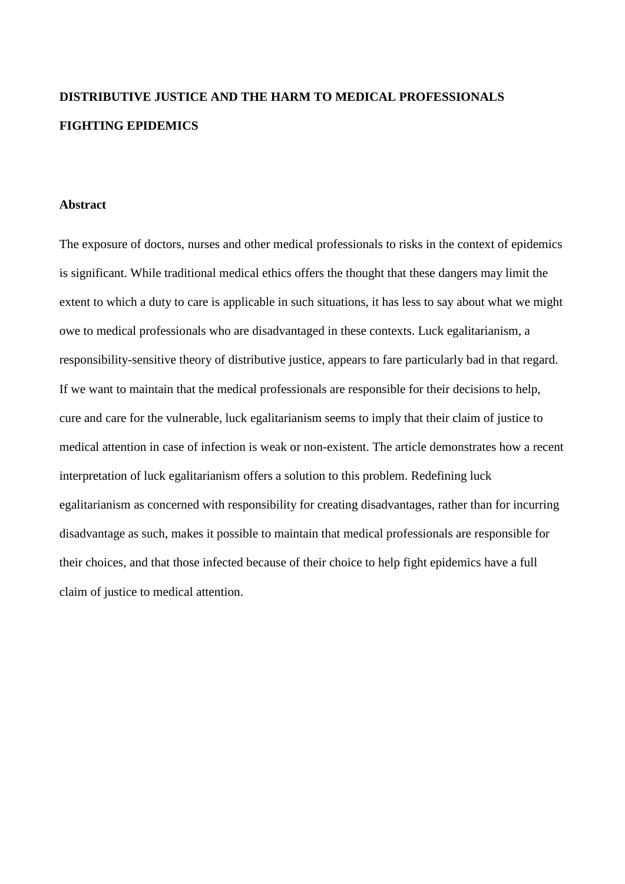# DISTRIBUTIVE JUSTICE AND THE HARM TO MEDICAL PROFESSIONALS FIGHTING EPIDEMICS

## Abstract

The exposure of doctors, nurses and other medical professionals to risks in the context of epidemics is significant. While traditional medical ethics offers the thought that these dangers may limit the extent to which a duty to care is applicable in such situations, it has less to say about what we might owe to medical professionals who are disadvantaged in these contexts. Luck egalitarianism, a responsibility-sensitive theory of distributive justice, appears to fare particularly bad in that regard. If we want to maintain that the medical professionals are responsible for their decisions to help, cure and care for the vulnerable, luck egalitarianism seems to imply that their claim of justice to medical attention in case of infection is weak or non-existent. The article demonstrates how a recent interpretation of luck egalitarianism offers a solution to this problem. Redefining luck egalitarianism as concerned with responsibility for creating disadvantages, rather than for incurring disadvantage as such, makes it possible to maintain that medical professionals are responsible for their choices, and that those infected because of their choice to help fight epidemics have a full claim of justice to medical attention.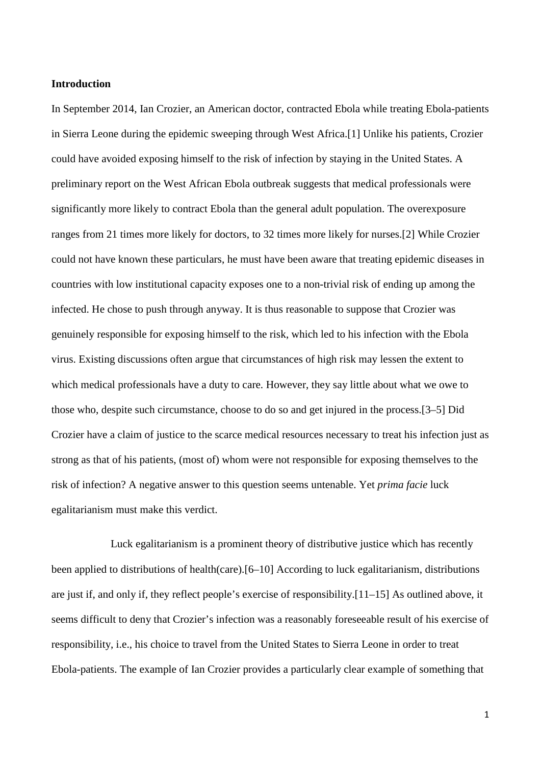## Introduction

In September 2014, Ian Crozier, an American doctor, contracted Ebola while treating Ebola-patients in Sierra Leone during the epidemic sweeping through West Africa.[1] Unlike his patients, Crozier could have avoided exposing himself to the risk of infection by staying in the United States. A preliminary report on the West African Ebola outbreak suggests that medical professionals were significantly more likely to contract Ebola than the general adult population. The overexposure ranges from 21 times more likely for doctors, to 32 times more likely for nurses.[2] While Crozier could not have known these particulars, he must have been aware that treating epidemic diseases in countries with low institutional capacity exposes one to a non-trivial risk of ending up among the infected. He chose to push through anyway. It is thus reasonable to suppose that Crozier was genuinely responsible for exposing himself to the risk, which led to his infection with the Ebola virus. Existing discussions often argue that circumstances of high risk may lessen the extent to which medical professionals have a duty to care. However, they say little about what we owe to those who, despite such circumstance, choose to do so and get injured in the process.[3–5] Did Crozier have a claim of justice to the scarce medical resources necessary to treat his infection just as strong as that of his patients, (most of) whom were not responsible for exposing themselves to the risk of infection? A negative answer to this question seems untenable. Yet *prima facie* luck egalitarianism must make this verdict.

Luck egalitarianism is a prominent theory of distributive justice which has recently been applied to distributions of health(care).[6–10] According to luck egalitarianism, distributions are just if, and only if, they reflect people's exercise of responsibility.[11–15] As outlined above, it seems difficult to deny that Crozier's infection was a reasonably foreseeable result of his exercise of responsibility, i.e., his choice to travel from the United States to Sierra Leone in order to treat Ebola-patients. The example of Ian Crozier provides a particularly clear example of something that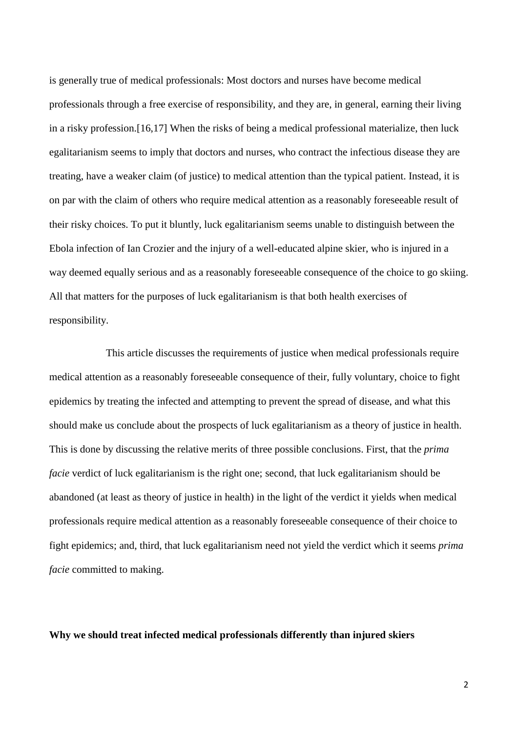is generally true of medical professionals: Most doctors and nurses have become medical professionals through a free exercise of responsibility, and they are, in general, earning their living in a risky profession.[16,17] When the risks of being a medical professional materialize, then luck egalitarianism seems to imply that doctors and nurses, who contract the infectious disease they are treating, have a weaker claim (of justice) to medical attention than the typical patient. Instead, it is on par with the claim of others who require medical attention as a reasonably foreseeable result of their risky choices. To put it bluntly, luck egalitarianism seems unable to distinguish between the Ebola infection of Ian Crozier and the injury of a well-educated alpine skier, who is injured in a way deemed equally serious and as a reasonably foreseeable consequence of the choice to go skiing. All that matters for the purposes of luck egalitarianism is that both health exercises of responsibility.

This article discusses the requirements of justice when medical professionals require medical attention as a reasonably foreseeable consequence of their, fully voluntary, choice to fight epidemics by treating the infected and attempting to prevent the spread of disease, and what this should make us conclude about the prospects of luck egalitarianism as a theory of justice in health. This is done by discussing the relative merits of three possible conclusions. First, that the *prima facie* verdict of luck egalitarianism is the right one; second, that luck egalitarianism should be abandoned (at least as theory of justice in health) in the light of the verdict it yields when medical professionals require medical attention as a reasonably foreseeable consequence of their choice to fight epidemics; and, third, that luck egalitarianism need not yield the verdict which it seems *prima facie* committed to making.

**Why we should treat infected medical professionals differently than injured skiers**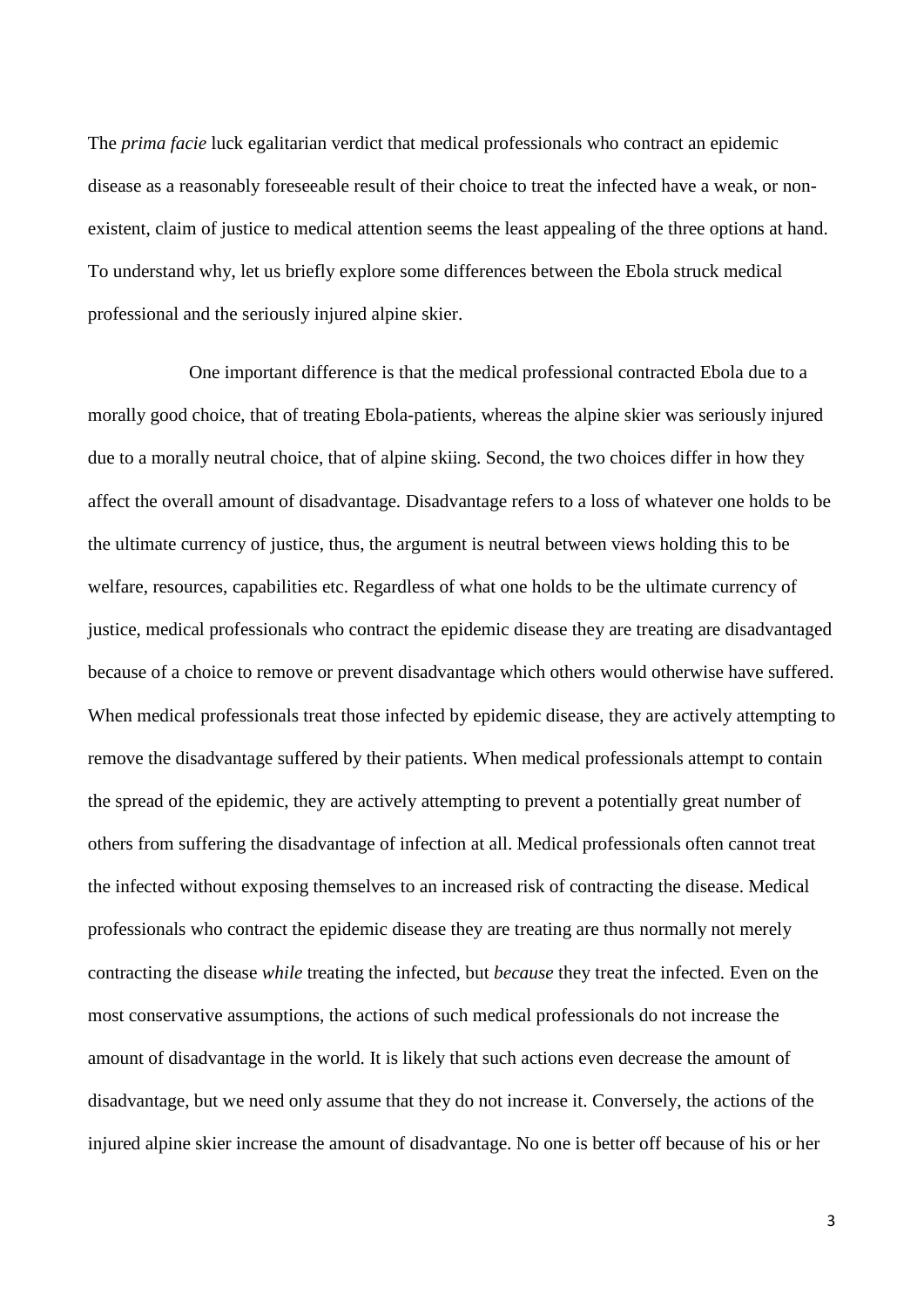The *prima facie* luck egalitarian verdict that medical professionals who contract an epidemic disease as a reasonably foreseeable result of their choice to treat the infected have a weak, or non-existent, claim of justice to medical attention seems the least appealing of the three options at hand. To understand why, let us briefly explore some differences between the Ebola struck medical professional and the seriously injured alpine skier.

One important difference is that the medical professional contracted Ebola due to a morally good choice, that of treating Ebola-patients, whereas the alpine skier was seriously injured due to a morally neutral choice, that of alpine skiing. Second, the two choices differ in how they affect the overall amount of disadvantage. Disadvantage refers to a loss of whatever one holds to be the ultimate currency of justice, thus, the argument is neutral between views holding this to be welfare, resources, capabilities etc. Regardless of what one holds to be the ultimate currency of justice, medical professionals who contract the epidemic disease they are treating are disadvantaged because of a choice to remove or prevent disadvantage which others would otherwise have suffered. When medical professionals treat those infected by epidemic disease, they are actively attempting to remove the disadvantage suffered by their patients. When medical professionals attempt to contain the spread of the epidemic, they are actively attempting to prevent a potentially great number of others from suffering the disadvantage of infection at all. Medical professionals often cannot treat the infected without exposing themselves to an increased risk of contracting the disease. Medical professionals who contract the epidemic disease they are treating are thus normally not merely contracting the disease *while* treating the infected, but *because* they treat the infected. Even on the most conservative assumptions, the actions of such medical professionals do not increase the amount of disadvantage in the world. It is likely that such actions even decrease the amount of disadvantage, but we need only assume that they do not increase it. Conversely, the actions of the injured alpine skier increase the amount of disadvantage. No one is better off because of his or her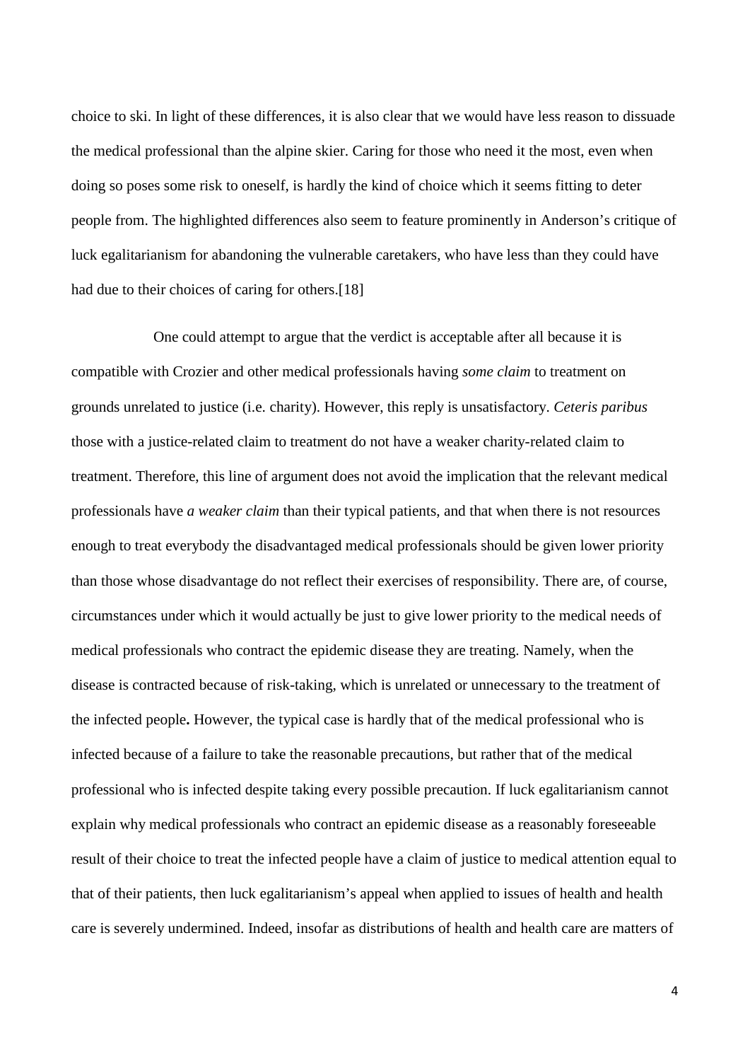choice to ski. In light of these differences, it is also clear that we would have less reason to dissuade the medical professional than the alpine skier. Caring for those who need it the most, even when doing so poses some risk to oneself, is hardly the kind of choice which it seems fitting to deter people from. The highlighted differences also seem to feature prominently in Anderson's critique of luck egalitarianism for abandoning the vulnerable caretakers, who have less than they could have had due to their choices of caring for others.[18]

One could attempt to argue that the verdict is acceptable after all because it is compatible with Crozier and other medical professionals having *some claim* to treatment on grounds unrelated to justice (i.e. charity). However, this reply is unsatisfactory. *Ceteris paribus* those with a justice-related claim to treatment do not have a weaker charity-related claim to treatment. Therefore, this line of argument does not avoid the implication that the relevant medical professionals have *a weaker claim* than their typical patients, and that when there is not resources enough to treat everybody the disadvantaged medical professionals should be given lower priority than those whose disadvantage do not reflect their exercises of responsibility. There are, of course, circumstances under which it would actually be just to give lower priority to the medical needs of medical professionals who contract the epidemic disease they are treating. Namely, when the disease is contracted because of risk-taking, which is unrelated or unnecessary to the treatment of the infected people**.** However, the typical case is hardly that of the medical professional who is infected because of a failure to take the reasonable precautions, but rather that of the medical professional who is infected despite taking every possible precaution. If luck egalitarianism cannot explain why medical professionals who contract an epidemic disease as a reasonably foreseeable result of their choice to treat the infected people have a claim of justice to medical attention equal to that of their patients, then luck egalitarianism's appeal when applied to issues of health and health care is severely undermined. Indeed, insofar as distributions of health and health care are matters of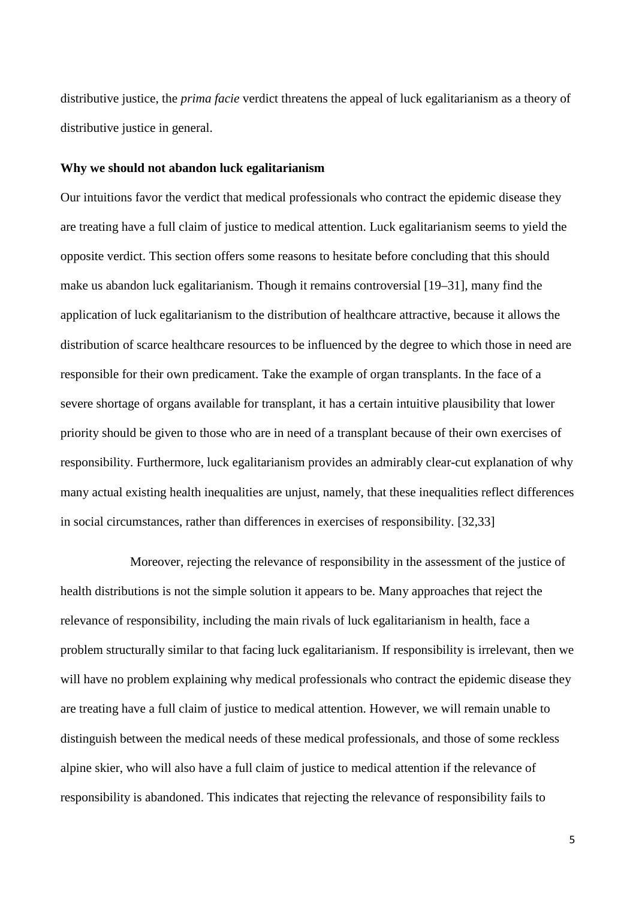distributive justice, the *prima facie* verdict threatens the appeal of luck egalitarianism as a theory of distributive justice in general.

**Why we should not abandon luck egalitarianism**

Our intuitions favor the verdict that medical professionals who contract the epidemic disease they are treating have a full claim of justice to medical attention. Luck egalitarianism seems to yield the opposite verdict. This section offers some reasons to hesitate before concluding that this should make us abandon luck egalitarianism. Though it remains controversial [19–31], many find the application of luck egalitarianism to the distribution of healthcare attractive, because it allows the distribution of scarce healthcare resources to be influenced by the degree to which those in need are responsible for their own predicament. Take the example of organ transplants. In the face of a severe shortage of organs available for transplant, it has a certain intuitive plausibility that lower priority should be given to those who are in need of a transplant because of their own exercises of responsibility. Furthermore, luck egalitarianism provides an admirably clear-cut explanation of why many actual existing health inequalities are unjust, namely, that these inequalities reflect differences in social circumstances, rather than differences in exercises of responsibility. [32,33]

Moreover, rejecting the relevance of responsibility in the assessment of the justice of health distributions is not the simple solution it appears to be. Many approaches that reject the relevance of responsibility, including the main rivals of luck egalitarianism in health, face a problem structurally similar to that facing luck egalitarianism. If responsibility is irrelevant, then we will have no problem explaining why medical professionals who contract the epidemic disease they are treating have a full claim of justice to medical attention. However, we will remain unable to distinguish between the medical needs of these medical professionals, and those of some reckless alpine skier, who will also have a full claim of justice to medical attention if the relevance of responsibility is abandoned. This indicates that rejecting the relevance of responsibility fails to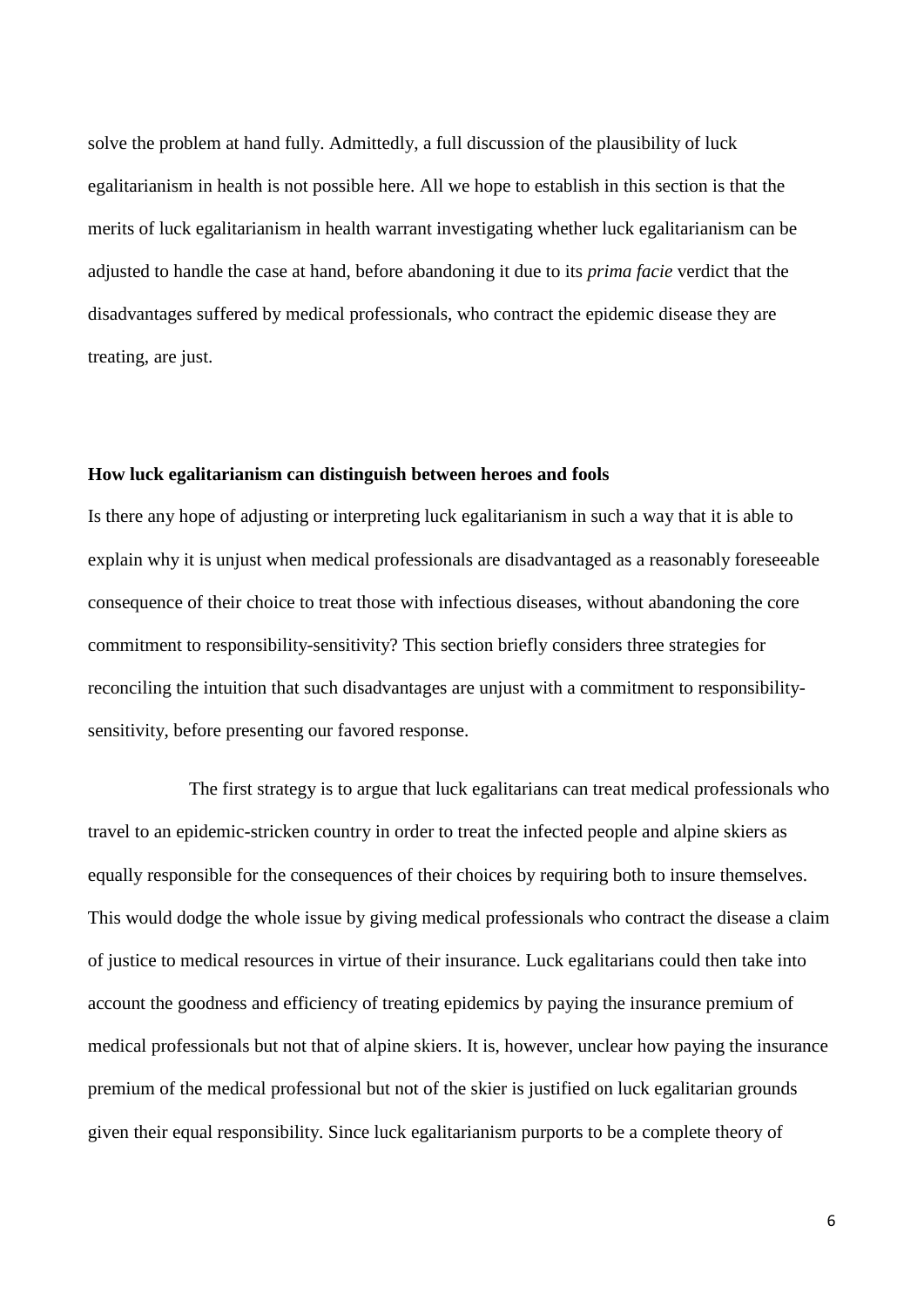solve the problem at hand fully. Admittedly, a full discussion of the plausibility of luck egalitarianism in health is not possible here. All we hope to establish in this section is that the merits of luck egalitarianism in health warrant investigating whether luck egalitarianism can be adjusted to handle the case at hand, before abandoning it due to its *prima facie* verdict that the disadvantages suffered by medical professionals, who contract the epidemic disease they are treating, are just.

**How luck egalitarianism can distinguish between heroes and fools**

Is there any hope of adjusting or interpreting luck egalitarianism in such a way that it is able to explain why it is unjust when medical professionals are disadvantaged as a reasonably foreseeable consequence of their choice to treat those with infectious diseases, without abandoning the core commitment to responsibility-sensitivity? This section briefly considers three strategies for reconciling the intuition that such disadvantages are unjust with a commitment to responsibility-sensitivity, before presenting our favored response.

The first strategy is to argue that luck egalitarians can treat medical professionals who travel to an epidemic-stricken country in order to treat the infected people and alpine skiers as equally responsible for the consequences of their choices by requiring both to insure themselves. This would dodge the whole issue by giving medical professionals who contract the disease a claim of justice to medical resources in virtue of their insurance. Luck egalitarians could then take into account the goodness and efficiency of treating epidemics by paying the insurance premium of medical professionals but not that of alpine skiers. It is, however, unclear how paying the insurance premium of the medical professional but not of the skier is justified on luck egalitarian grounds given their equal responsibility. Since luck egalitarianism purports to be a complete theory of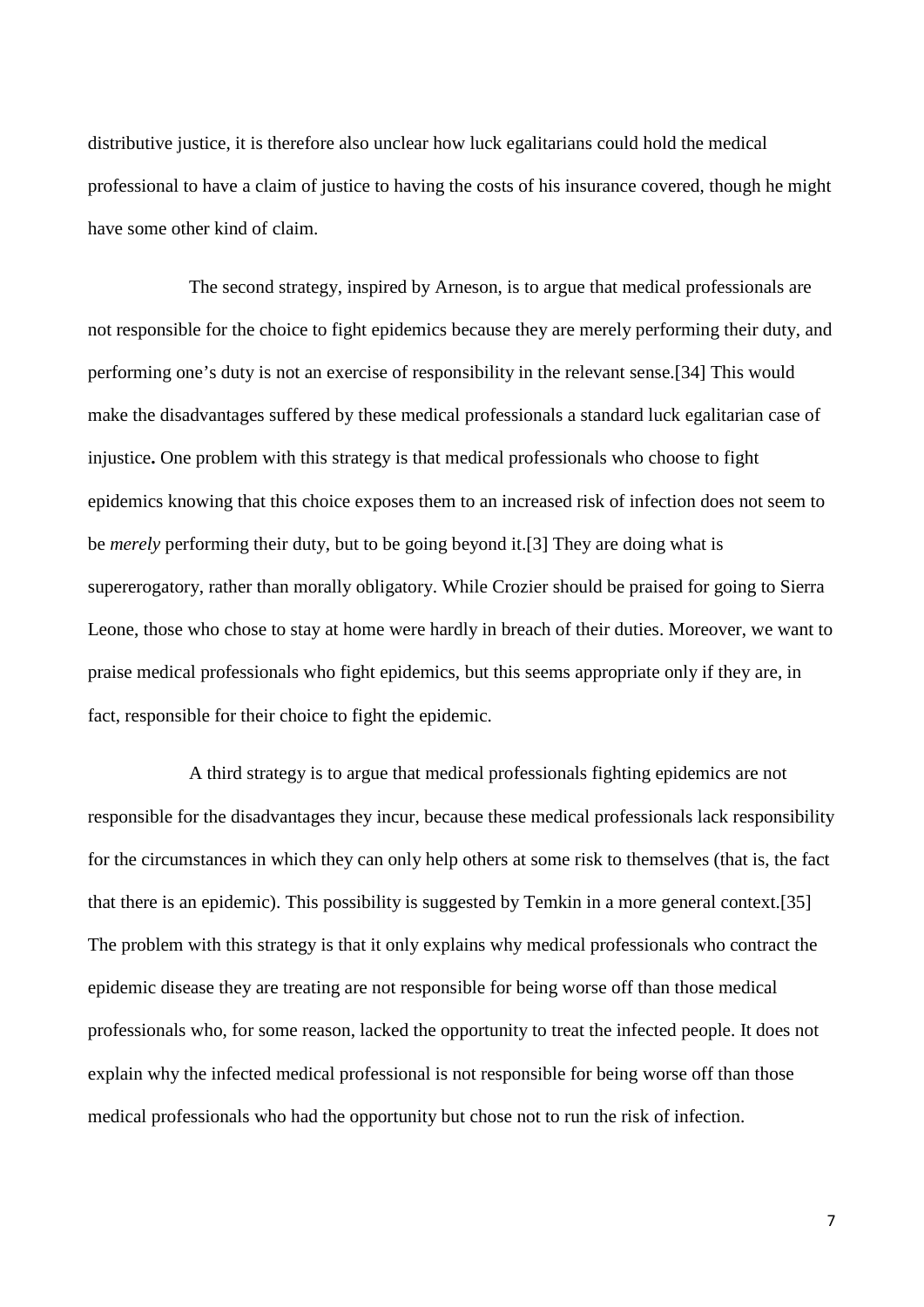distributive justice, it is therefore also unclear how luck egalitarians could hold the medical professional to have a claim of justice to having the costs of his insurance covered, though he might have some other kind of claim.

The second strategy, inspired by Arneson, is to argue that medical professionals are not responsible for the choice to fight epidemics because they are merely performing their duty, and performing one's duty is not an exercise of responsibility in the relevant sense.[34] This would make the disadvantages suffered by these medical professionals a standard luck egalitarian case of injustice**.** One problem with this strategy is that medical professionals who choose to fight epidemics knowing that this choice exposes them to an increased risk of infection does not seem to be *merely* performing their duty, but to be going beyond it.[3] They are doing what is supererogatory, rather than morally obligatory. While Crozier should be praised for going to Sierra Leone, those who chose to stay at home were hardly in breach of their duties. Moreover, we want to praise medical professionals who fight epidemics, but this seems appropriate only if they are, in fact, responsible for their choice to fight the epidemic.

A third strategy is to argue that medical professionals fighting epidemics are not responsible for the disadvantages they incur, because these medical professionals lack responsibility for the circumstances in which they can only help others at some risk to themselves (that is, the fact that there is an epidemic). This possibility is suggested by Temkin in a more general context.[35] The problem with this strategy is that it only explains why medical professionals who contract the epidemic disease they are treating are not responsible for being worse off than those medical professionals who, for some reason, lacked the opportunity to treat the infected people. It does not explain why the infected medical professional is not responsible for being worse off than those medical professionals who had the opportunity but chose not to run the risk of infection.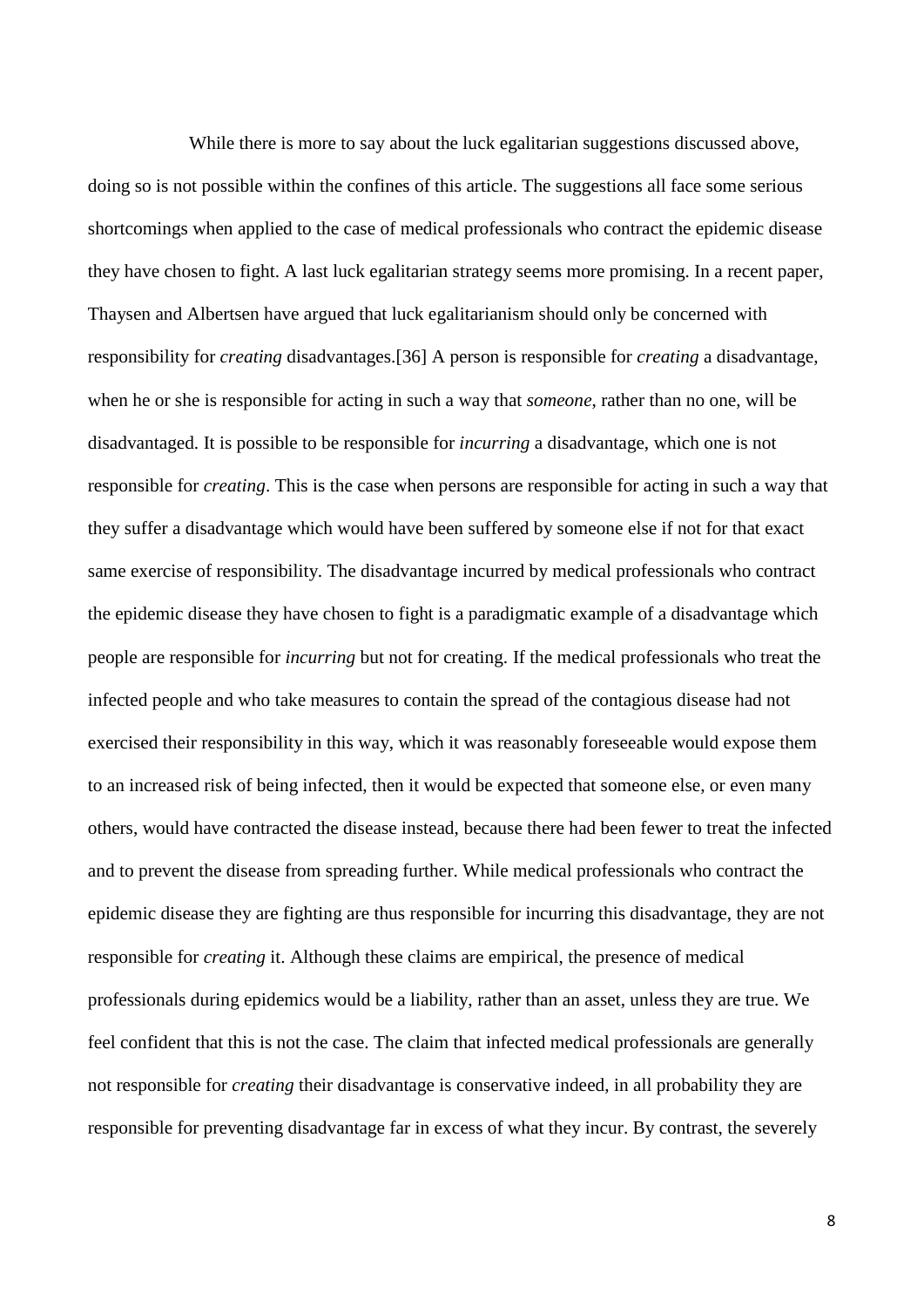While there is more to say about the luck egalitarian suggestions discussed above, doing so is not possible within the confines of this article. The suggestions all face some serious shortcomings when applied to the case of medical professionals who contract the epidemic disease they have chosen to fight. A last luck egalitarian strategy seems more promising. In a recent paper, Thaysen and Albertsen have argued that luck egalitarianism should only be concerned with responsibility for *creating* disadvantages.[36] A person is responsible for *creating* a disadvantage, when he or she is responsible for acting in such a way that *someone*, rather than no one, will be disadvantaged. It is possible to be responsible for *incurring* a disadvantage, which one is not responsible for *creating*. This is the case when persons are responsible for acting in such a way that they suffer a disadvantage which would have been suffered by someone else if not for that exact same exercise of responsibility. The disadvantage incurred by medical professionals who contract the epidemic disease they have chosen to fight is a paradigmatic example of a disadvantage which people are responsible for *incurring* but not for creating. If the medical professionals who treat the infected people and who take measures to contain the spread of the contagious disease had not exercised their responsibility in this way, which it was reasonably foreseeable would expose them to an increased risk of being infected, then it would be expected that someone else, or even many others, would have contracted the disease instead, because there had been fewer to treat the infected and to prevent the disease from spreading further. While medical professionals who contract the epidemic disease they are fighting are thus responsible for incurring this disadvantage, they are not responsible for *creating* it. Although these claims are empirical, the presence of medical professionals during epidemics would be a liability, rather than an asset, unless they are true. We feel confident that this is not the case. The claim that infected medical professionals are generally not responsible for *creating* their disadvantage is conservative indeed, in all probability they are responsible for preventing disadvantage far in excess of what they incur. By contrast, the severely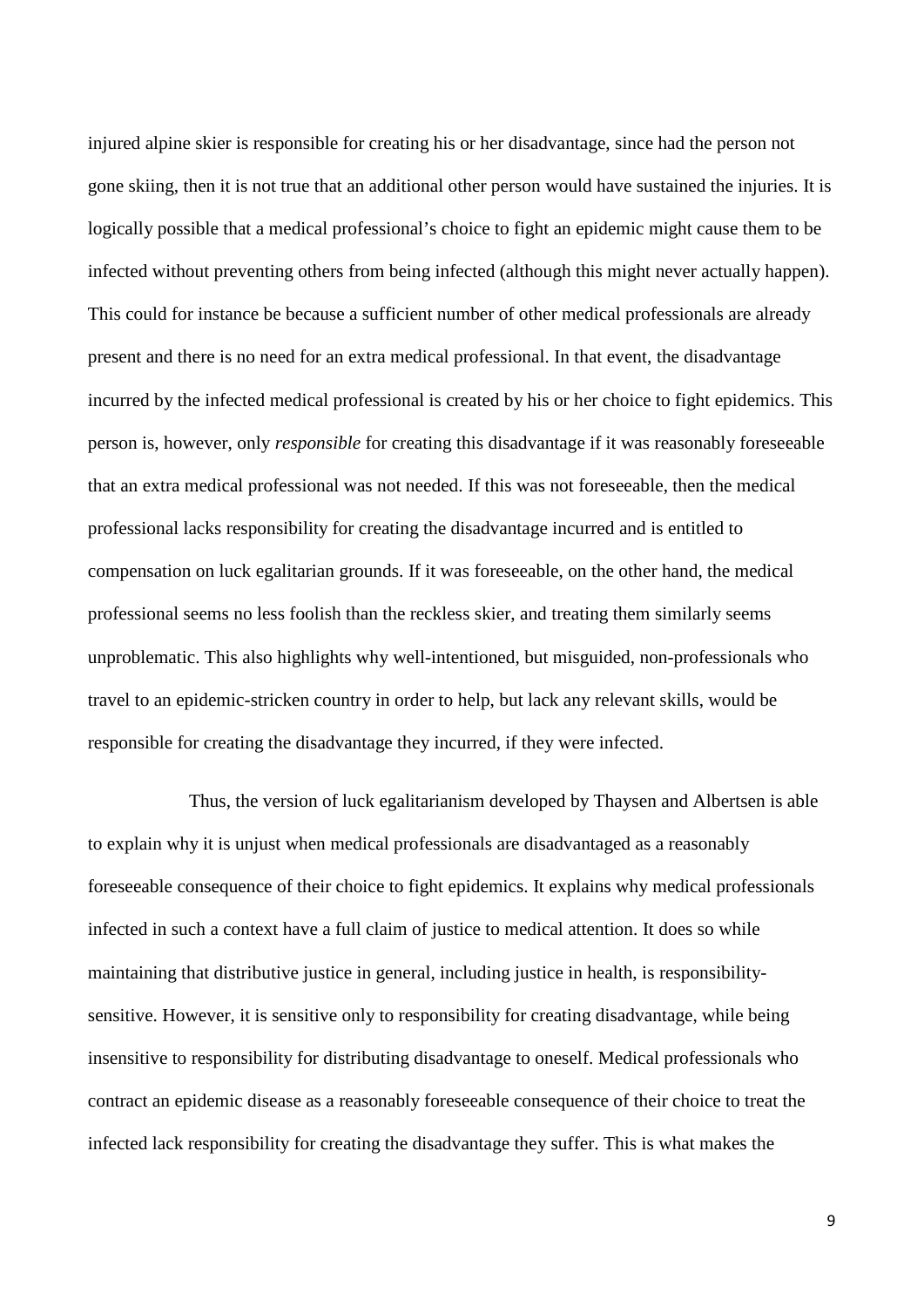injured alpine skier is responsible for creating his or her disadvantage, since had the person not gone skiing, then it is not true that an additional other person would have sustained the injuries. It is logically possible that a medical professional's choice to fight an epidemic might cause them to be infected without preventing others from being infected (although this might never actually happen). This could for instance be because a sufficient number of other medical professionals are already present and there is no need for an extra medical professional. In that event, the disadvantage incurred by the infected medical professional is created by his or her choice to fight epidemics. This person is, however, only *responsible* for creating this disadvantage if it was reasonably foreseeable that an extra medical professional was not needed. If this was not foreseeable, then the medical professional lacks responsibility for creating the disadvantage incurred and is entitled to compensation on luck egalitarian grounds. If it was foreseeable, on the other hand, the medical professional seems no less foolish than the reckless skier, and treating them similarly seems unproblematic. This also highlights why well-intentioned, but misguided, non-professionals who travel to an epidemic-stricken country in order to help, but lack any relevant skills, would be responsible for creating the disadvantage they incurred, if they were infected.

Thus, the version of luck egalitarianism developed by Thaysen and Albertsen is able to explain why it is unjust when medical professionals are disadvantaged as a reasonably foreseeable consequence of their choice to fight epidemics. It explains why medical professionals infected in such a context have a full claim of justice to medical attention. It does so while maintaining that distributive justice in general, including justice in health, is responsibility-sensitive. However, it is sensitive only to responsibility for creating disadvantage, while being insensitive to responsibility for distributing disadvantage to oneself. Medical professionals who contract an epidemic disease as a reasonably foreseeable consequence of their choice to treat the infected lack responsibility for creating the disadvantage they suffer. This is what makes the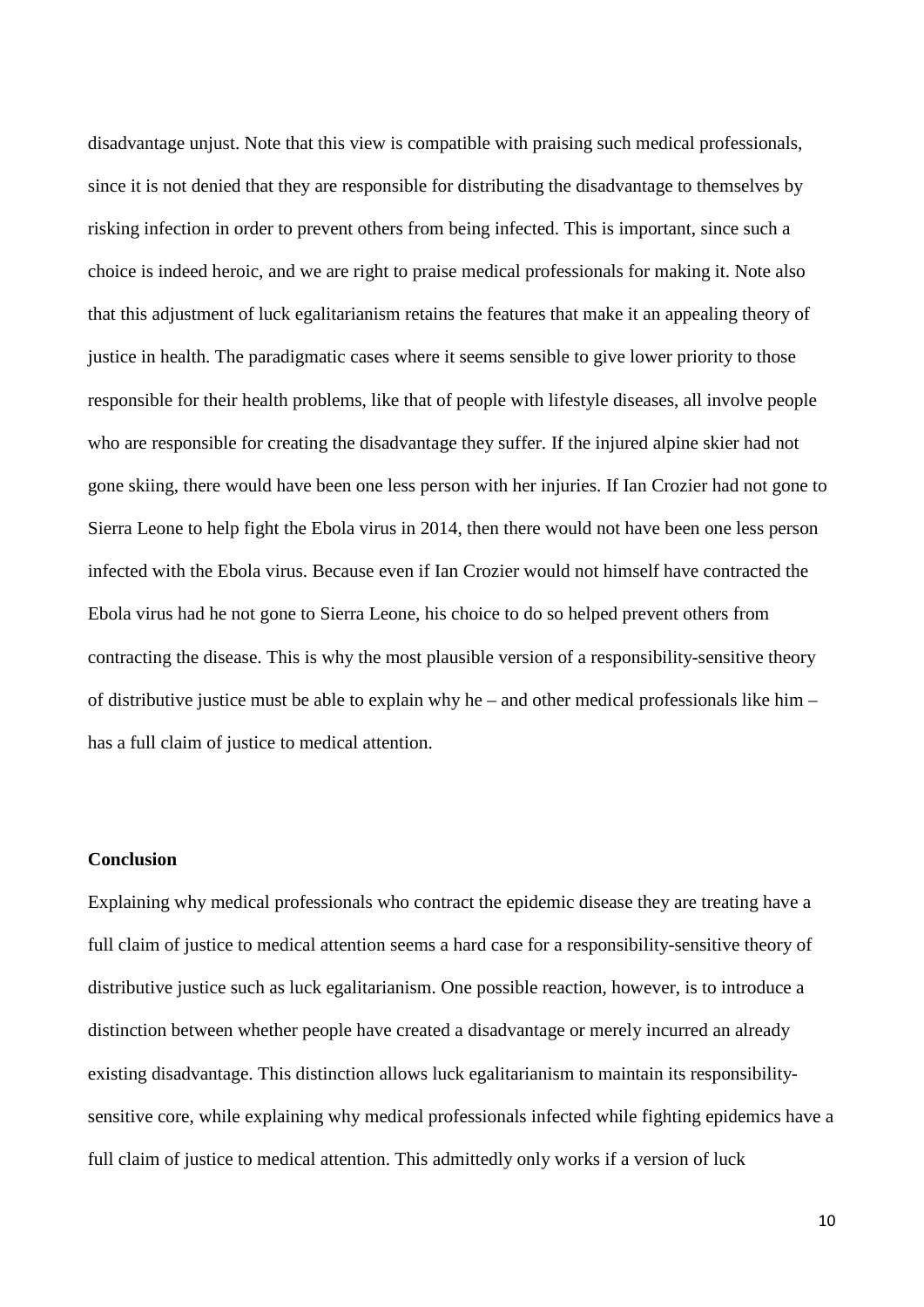disadvantage unjust. Note that this view is compatible with praising such medical professionals, since it is not denied that they are responsible for distributing the disadvantage to themselves by risking infection in order to prevent others from being infected. This is important, since such a choice is indeed heroic, and we are right to praise medical professionals for making it. Note also that this adjustment of luck egalitarianism retains the features that make it an appealing theory of justice in health. The paradigmatic cases where it seems sensible to give lower priority to those responsible for their health problems, like that of people with lifestyle diseases, all involve people who are responsible for creating the disadvantage they suffer. If the injured alpine skier had not gone skiing, there would have been one less person with her injuries. If Ian Crozier had not gone to Sierra Leone to help fight the Ebola virus in 2014, then there would not have been one less person infected with the Ebola virus. Because even if Ian Crozier would not himself have contracted the Ebola virus had he not gone to Sierra Leone, his choice to do so helped prevent others from contracting the disease. This is why the most plausible version of a responsibility-sensitive theory of distributive justice must be able to explain why he – and other medical professionals like him – has a full claim of justice to medical attention.

## Conclusion

Explaining why medical professionals who contract the epidemic disease they are treating have a full claim of justice to medical attention seems a hard case for a responsibility-sensitive theory of distributive justice such as luck egalitarianism. One possible reaction, however, is to introduce a distinction between whether people have created a disadvantage or merely incurred an already existing disadvantage. This distinction allows luck egalitarianism to maintain its responsibility-sensitive core, while explaining why medical professionals infected while fighting epidemics have a full claim of justice to medical attention. This admittedly only works if a version of luck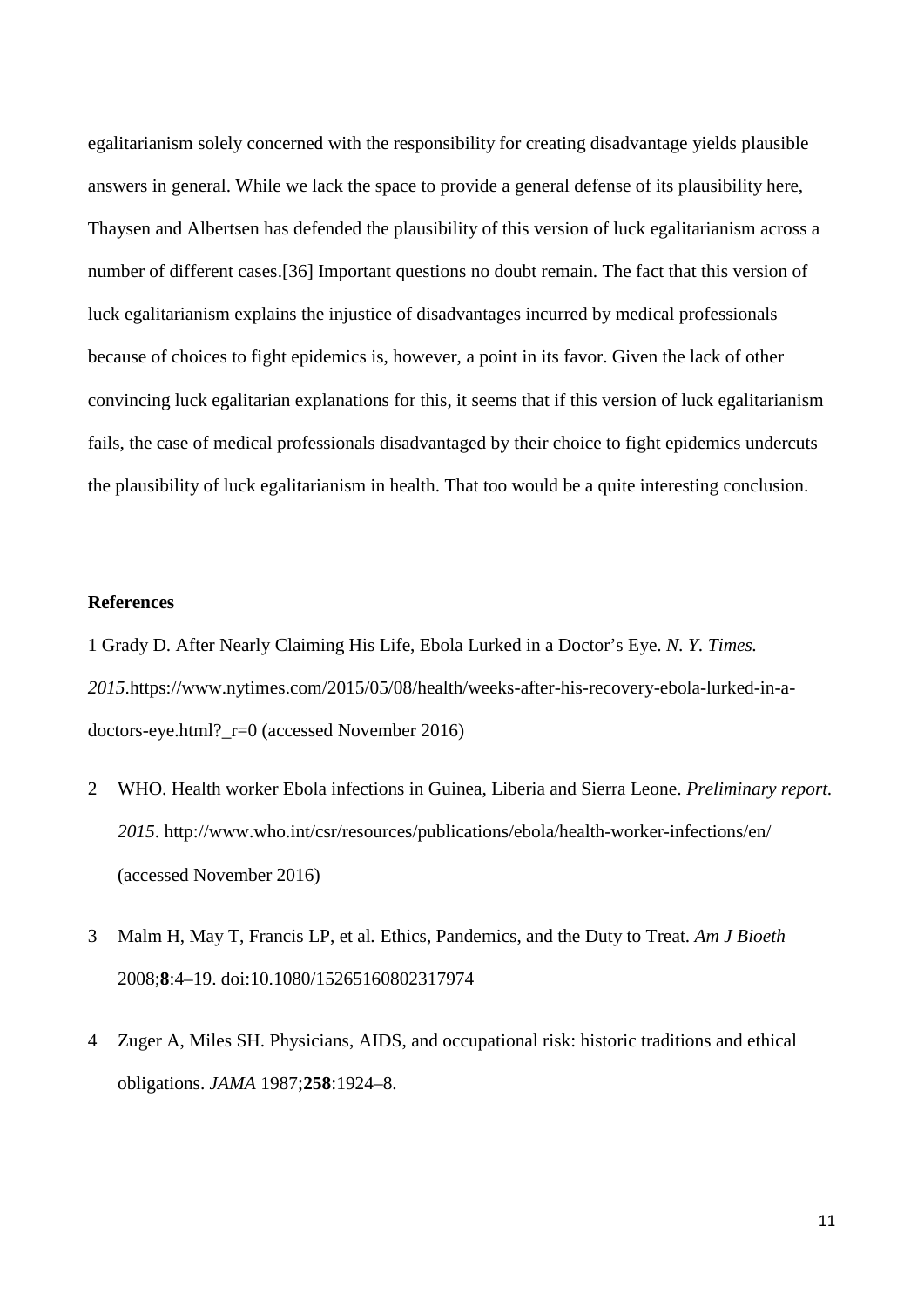egalitarianism solely concerned with the responsibility for creating disadvantage yields plausible answers in general. While we lack the space to provide a general defense of its plausibility here, Thaysen and Albertsen has defended the plausibility of this version of luck egalitarianism across a number of different cases.[36] Important questions no doubt remain. The fact that this version of luck egalitarianism explains the injustice of disadvantages incurred by medical professionals because of choices to fight epidemics is, however, a point in its favor. Given the lack of other convincing luck egalitarian explanations for this, it seems that if this version of luck egalitarianism fails, the case of medical professionals disadvantaged by their choice to fight epidemics undercuts the plausibility of luck egalitarianism in health. That too would be a quite interesting conclusion.

**References**

1 Grady D. After Nearly Claiming His Life, Ebola Lurked in a Doctor's Eye. *N. Y. Times. 2015*.https://www.nytimes.com/2015/05/08/health/weeks-after-his-recovery-ebola-lurked-in-a-doctors-eye.html?_r=0 (accessed November 2016)

2 WHO. Health worker Ebola infections in Guinea, Liberia and Sierra Leone. *Preliminary report. 2015*. http://www.who.int/csr/resources/publications/ebola/health-worker-infections/en/ (accessed November 2016)

3 Malm H, May T, Francis LP, et al. Ethics, Pandemics, and the Duty to Treat. *Am J Bioeth* 2008;**8**:4–19. doi:10.1080/15265160802317974

4 Zuger A, Miles SH. Physicians, AIDS, and occupational risk: historic traditions and ethical obligations. *JAMA* 1987;**258**:1924–8.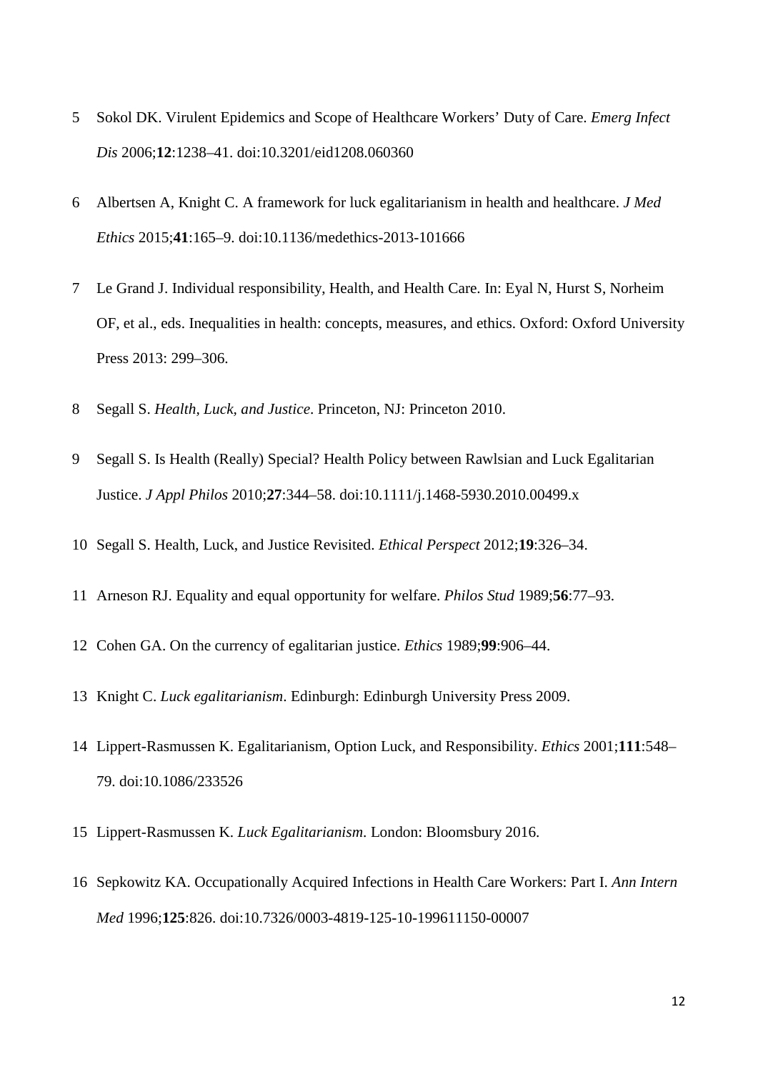5 Sokol DK. Virulent Epidemics and Scope of Healthcare Workers' Duty of Care. *Emerg Infect Dis* 2006;**12**:1238–41. doi:10.3201/eid1208.060360

6 Albertsen A, Knight C. A framework for luck egalitarianism in health and healthcare. *J Med Ethics* 2015;**41**:165–9. doi:10.1136/medethics-2013-101666

7 Le Grand J. Individual responsibility, Health, and Health Care. In: Eyal N, Hurst S, Norheim OF, et al., eds. Inequalities in health: concepts, measures, and ethics. Oxford: Oxford University Press 2013: 299–306.

8 Segall S. *Health, Luck, and Justice*. Princeton, NJ: Princeton 2010.

9 Segall S. Is Health (Really) Special? Health Policy between Rawlsian and Luck Egalitarian Justice. *J Appl Philos* 2010;**27**:344–58. doi:10.1111/j.1468-5930.2010.00499.x

10 Segall S. Health, Luck, and Justice Revisited. *Ethical Perspect* 2012;**19**:326–34.

11 Arneson RJ. Equality and equal opportunity for welfare. *Philos Stud* 1989;**56**:77–93.

12 Cohen GA. On the currency of egalitarian justice. *Ethics* 1989;**99**:906–44.

13 Knight C. *Luck egalitarianism*. Edinburgh: Edinburgh University Press 2009.

14 Lippert-Rasmussen K. Egalitarianism, Option Luck, and Responsibility. *Ethics* 2001;**111**:548–79. doi:10.1086/233526

15 Lippert-Rasmussen K. *Luck Egalitarianism*. London: Bloomsbury 2016.

16 Sepkowitz KA. Occupationally Acquired Infections in Health Care Workers: Part I. *Ann Intern Med* 1996;**125**:826. doi:10.7326/0003-4819-125-10-199611150-00007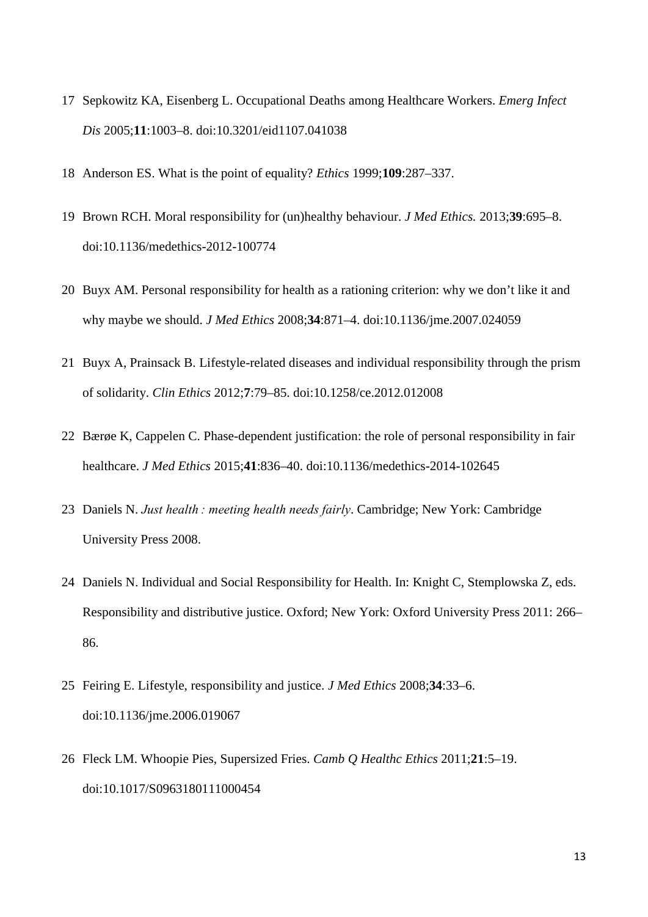17 Sepkowitz KA, Eisenberg L. Occupational Deaths among Healthcare Workers. *Emerg Infect Dis* 2005;**11**:1003–8. doi:10.3201/eid1107.041038

18 Anderson ES. What is the point of equality? *Ethics* 1999;**109**:287–337.

19 Brown RCH. Moral responsibility for (un)healthy behaviour. *J Med Ethics.* 2013;**39**:695–8. doi:10.1136/medethics-2012-100774

20 Buyx AM. Personal responsibility for health as a rationing criterion: why we don't like it and why maybe we should. *J Med Ethics* 2008;**34**:871–4. doi:10.1136/jme.2007.024059

21 Buyx A, Prainsack B. Lifestyle-related diseases and individual responsibility through the prism of solidarity. *Clin Ethics* 2012;**7**:79–85. doi:10.1258/ce.2012.012008

22 Bærøe K, Cappelen C. Phase-dependent justification: the role of personal responsibility in fair healthcare. *J Med Ethics* 2015;**41**:836–40. doi:10.1136/medethics-2014-102645

23 Daniels N. *Just health : meeting health needs fairly*. Cambridge; New York: Cambridge University Press 2008.

24 Daniels N. Individual and Social Responsibility for Health. In: Knight C, Stemplowska Z, eds. Responsibility and distributive justice. Oxford; New York: Oxford University Press 2011: 266–86.

25 Feiring E. Lifestyle, responsibility and justice. *J Med Ethics* 2008;**34**:33–6. doi:10.1136/jme.2006.019067

26 Fleck LM. Whoopie Pies, Supersized Fries. *Camb Q Healthc Ethics* 2011;**21**:5–19. doi:10.1017/S0963180111000454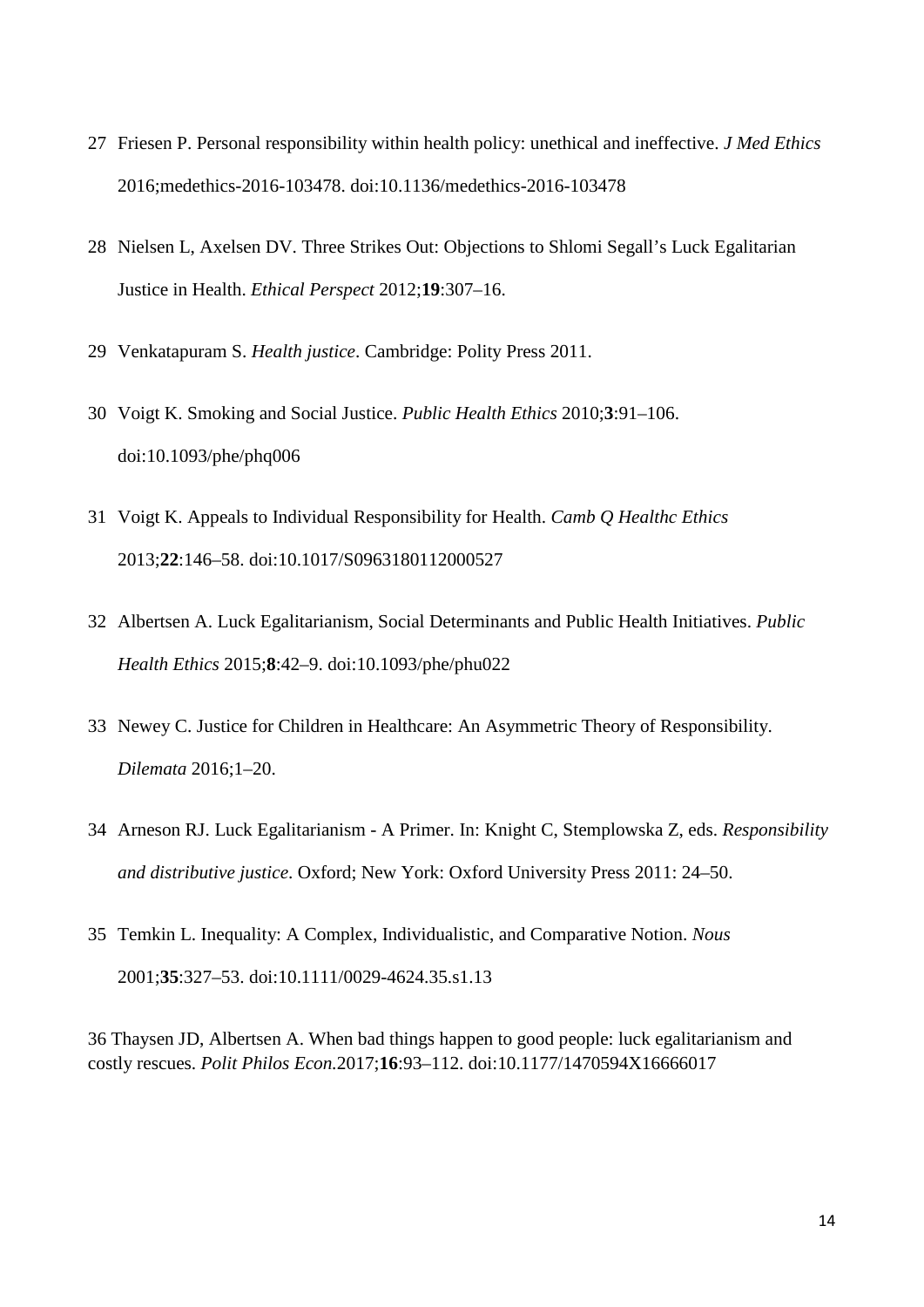27 Friesen P. Personal responsibility within health policy: unethical and ineffective. *J Med Ethics* 2016;medethics-2016-103478. doi:10.1136/medethics-2016-103478

28 Nielsen L, Axelsen DV. Three Strikes Out: Objections to Shlomi Segall's Luck Egalitarian Justice in Health. *Ethical Perspect* 2012;**19**:307–16.

29 Venkatapuram S. *Health justice*. Cambridge: Polity Press 2011.

30 Voigt K. Smoking and Social Justice. *Public Health Ethics* 2010;**3**:91–106. doi:10.1093/phe/phq006

31 Voigt K. Appeals to Individual Responsibility for Health. *Camb Q Healthc Ethics* 2013;**22**:146–58. doi:10.1017/S0963180112000527

32 Albertsen A. Luck Egalitarianism, Social Determinants and Public Health Initiatives. *Public Health Ethics* 2015;**8**:42–9. doi:10.1093/phe/phu022

33 Newey C. Justice for Children in Healthcare: An Asymmetric Theory of Responsibility. *Dilemata* 2016;1–20.

34 Arneson RJ. Luck Egalitarianism - A Primer. In: Knight C, Stemplowska Z, eds. *Responsibility and distributive justice*. Oxford; New York: Oxford University Press 2011: 24–50.

35 Temkin L. Inequality: A Complex, Individualistic, and Comparative Notion. *Nous* 2001;**35**:327–53. doi:10.1111/0029-4624.35.s1.13

36 Thaysen JD, Albertsen A. When bad things happen to good people: luck egalitarianism and costly rescues. *Polit Philos Econ.*2017;**16**:93–112. doi:10.1177/1470594X16666017